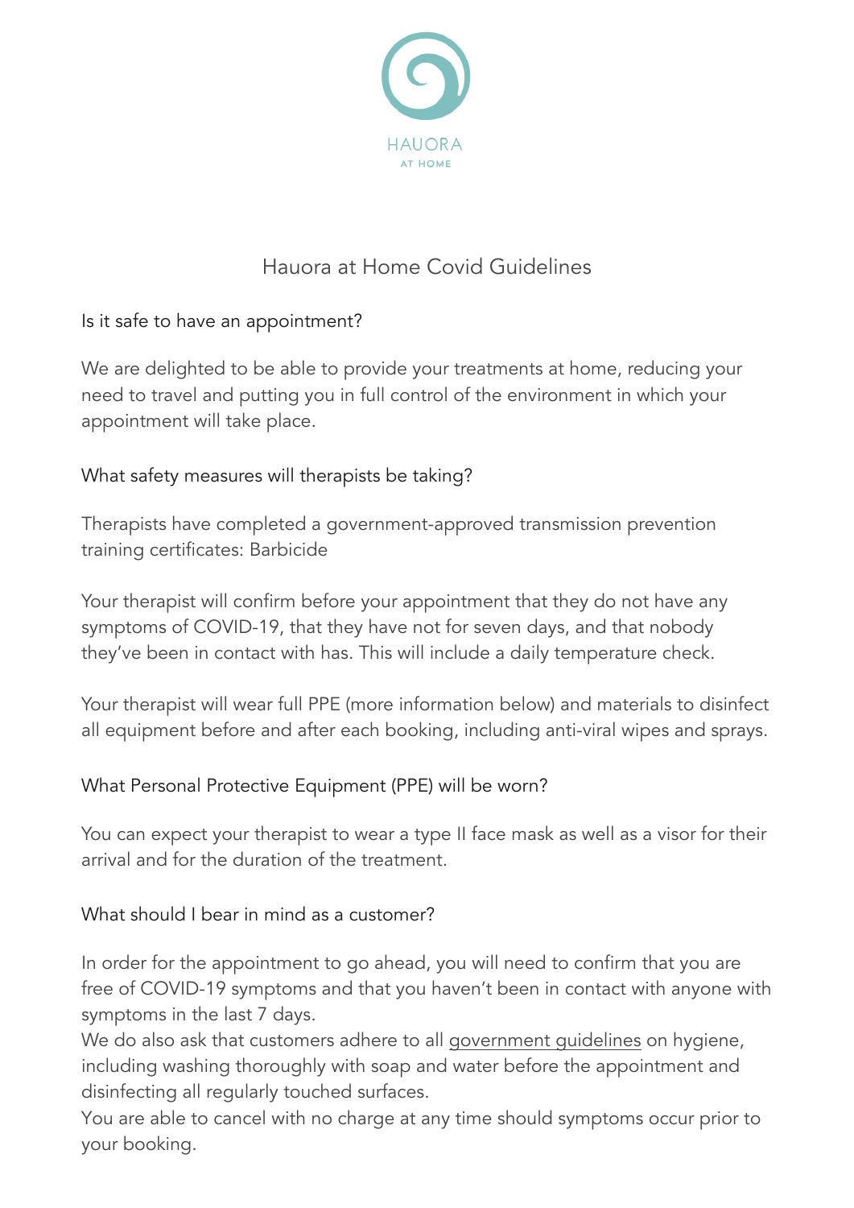HAUORA

AT HOME

# Hauora at Home Covid Guidelines

## Is it safe to have an appointment?

We are delighted to be able to provide your treatments at home, reducing your need to travel and putting you in full control of the environment in which your appointment will take place.

## What safety measures will therapists be taking?

Therapists have completed a government-approved transmission prevention training certificates: Barbicide

Your therapist will confirm before your appointment that they do not have any symptoms of COVID-19, that they have not for seven days, and that nobody they've been in contact with has. This will include a daily temperature check.

Your therapist will wear full PPE (more information below) and materials to disinfect all equipment before and after each booking, including anti-viral wipes and sprays.

## What Personal Protective Equipment (PPE) will be worn?

You can expect your therapist to wear a type II face mask as well as a visor for their arrival and for the duration of the treatment.

## What should I bear in mind as a customer?

In order for the appointment to go ahead, you will need to confirm that you are free of COVID-19 symptoms and that you haven't been in contact with anyone with symptoms in the last 7 days.
We do also ask that customers adhere to all government guidelines on hygiene, including washing thoroughly with soap and water before the appointment and disinfecting all regularly touched surfaces.
You are able to cancel with no charge at any time should symptoms occur prior to your booking.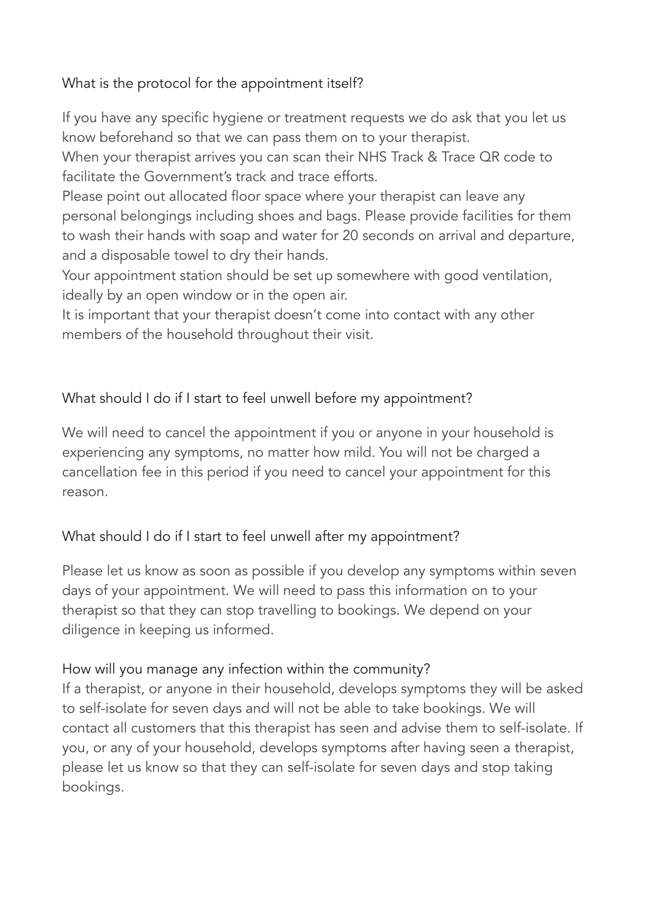## What is the protocol for the appointment itself?

If you have any specific hygiene or treatment requests we do ask that you let us know beforehand so that we can pass them on to your therapist.
When your therapist arrives you can scan their NHS Track & Trace QR code to facilitate the Government's track and trace efforts.
Please point out allocated floor space where your therapist can leave any personal belongings including shoes and bags. Please provide facilities for them to wash their hands with soap and water for 20 seconds on arrival and departure, and a disposable towel to dry their hands.
Your appointment station should be set up somewhere with good ventilation, ideally by an open window or in the open air.
It is important that your therapist doesn't come into contact with any other members of the household throughout their visit.

## What should I do if I start to feel unwell before my appointment?

We will need to cancel the appointment if you or anyone in your household is experiencing any symptoms, no matter how mild. You will not be charged a cancellation fee in this period if you need to cancel your appointment for this reason.

## What should I do if I start to feel unwell after my appointment?

Please let us know as soon as possible if you develop any symptoms within seven days of your appointment. We will need to pass this information on to your therapist so that they can stop travelling to bookings. We depend on your diligence in keeping us informed.

## How will you manage any infection within the community?

If a therapist, or anyone in their household, develops symptoms they will be asked to self-isolate for seven days and will not be able to take bookings. We will contact all customers that this therapist has seen and advise them to self-isolate. If you, or any of your household, develops symptoms after having seen a therapist, please let us know so that they can self-isolate for seven days and stop taking bookings.